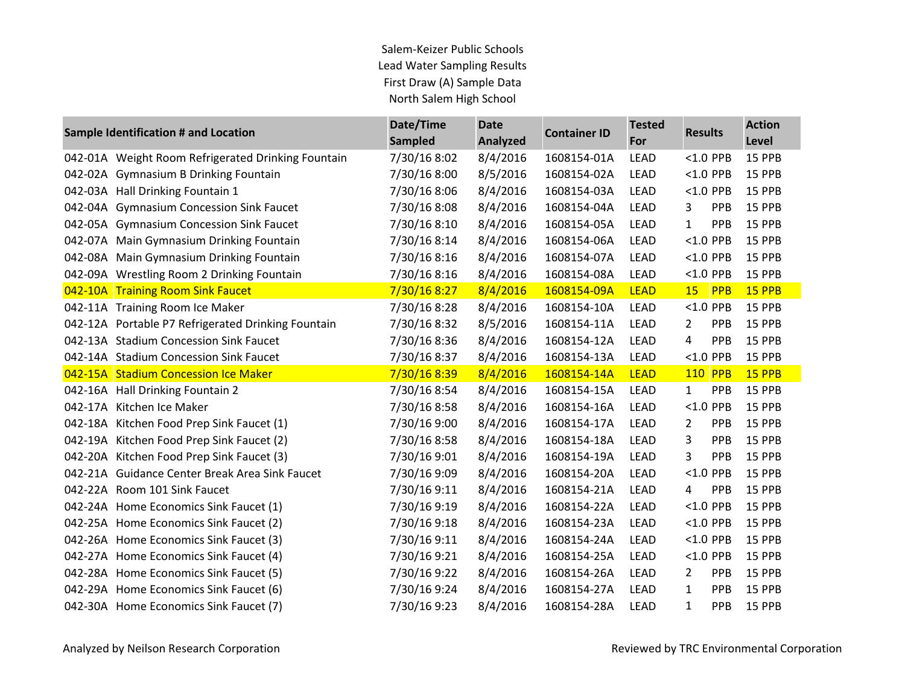Salem-Keizer Public Schools
Lead Water Sampling Results
First Draw (A) Sample Data
North Salem High School

| Sample Identification # and Location | | Date/Time Sampled | Date Analyzed | Container ID | Tested For | Results | | Action Level |
|---|---|---|---|---|---|---|---|---|
| 042-01A | Weight Room Refrigerated Drinking Fountain | 7/30/16 8:02 | 8/4/2016 | 1608154-01A | LEAD | <1.0 | PPB | 15 PPB |
| 042-02A | Gymnasium B Drinking Fountain | 7/30/16 8:00 | 8/5/2016 | 1608154-02A | LEAD | <1.0 | PPB | 15 PPB |
| 042-03A | Hall Drinking Fountain 1 | 7/30/16 8:06 | 8/4/2016 | 1608154-03A | LEAD | <1.0 | PPB | 15 PPB |
| 042-04A | Gymnasium Concession Sink Faucet | 7/30/16 8:08 | 8/4/2016 | 1608154-04A | LEAD | 3 | PPB | 15 PPB |
| 042-05A | Gymnasium Concession Sink Faucet | 7/30/16 8:10 | 8/4/2016 | 1608154-05A | LEAD | 1 | PPB | 15 PPB |
| 042-07A | Main Gymnasium Drinking Fountain | 7/30/16 8:14 | 8/4/2016 | 1608154-06A | LEAD | <1.0 | PPB | 15 PPB |
| 042-08A | Main Gymnasium Drinking Fountain | 7/30/16 8:16 | 8/4/2016 | 1608154-07A | LEAD | <1.0 | PPB | 15 PPB |
| 042-09A | Wrestling Room 2 Drinking Fountain | 7/30/16 8:16 | 8/4/2016 | 1608154-08A | LEAD | <1.0 | PPB | 15 PPB |
| 042-10A | Training Room Sink Faucet | 7/30/16 8:27 | 8/4/2016 | 1608154-09A | LEAD | 15 | PPB | 15 PPB |
| 042-11A | Training Room Ice Maker | 7/30/16 8:28 | 8/4/2016 | 1608154-10A | LEAD | <1.0 | PPB | 15 PPB |
| 042-12A | Portable P7 Refrigerated Drinking Fountain | 7/30/16 8:32 | 8/5/2016 | 1608154-11A | LEAD | 2 | PPB | 15 PPB |
| 042-13A | Stadium Concession Sink Faucet | 7/30/16 8:36 | 8/4/2016 | 1608154-12A | LEAD | 4 | PPB | 15 PPB |
| 042-14A | Stadium Concession Sink Faucet | 7/30/16 8:37 | 8/4/2016 | 1608154-13A | LEAD | <1.0 | PPB | 15 PPB |
| 042-15A | Stadium Concession Ice Maker | 7/30/16 8:39 | 8/4/2016 | 1608154-14A | LEAD | 110 | PPB | 15 PPB |
| 042-16A | Hall Drinking Fountain 2 | 7/30/16 8:54 | 8/4/2016 | 1608154-15A | LEAD | 1 | PPB | 15 PPB |
| 042-17A | Kitchen Ice Maker | 7/30/16 8:58 | 8/4/2016 | 1608154-16A | LEAD | <1.0 | PPB | 15 PPB |
| 042-18A | Kitchen Food Prep Sink Faucet (1) | 7/30/16 9:00 | 8/4/2016 | 1608154-17A | LEAD | 2 | PPB | 15 PPB |
| 042-19A | Kitchen Food Prep Sink Faucet (2) | 7/30/16 8:58 | 8/4/2016 | 1608154-18A | LEAD | 3 | PPB | 15 PPB |
| 042-20A | Kitchen Food Prep Sink Faucet (3) | 7/30/16 9:01 | 8/4/2016 | 1608154-19A | LEAD | 3 | PPB | 15 PPB |
| 042-21A | Guidance Center Break Area Sink Faucet | 7/30/16 9:09 | 8/4/2016 | 1608154-20A | LEAD | <1.0 | PPB | 15 PPB |
| 042-22A | Room 101 Sink Faucet | 7/30/16 9:11 | 8/4/2016 | 1608154-21A | LEAD | 4 | PPB | 15 PPB |
| 042-24A | Home Economics Sink Faucet (1) | 7/30/16 9:19 | 8/4/2016 | 1608154-22A | LEAD | <1.0 | PPB | 15 PPB |
| 042-25A | Home Economics Sink Faucet (2) | 7/30/16 9:18 | 8/4/2016 | 1608154-23A | LEAD | <1.0 | PPB | 15 PPB |
| 042-26A | Home Economics Sink Faucet (3) | 7/30/16 9:11 | 8/4/2016 | 1608154-24A | LEAD | <1.0 | PPB | 15 PPB |
| 042-27A | Home Economics Sink Faucet (4) | 7/30/16 9:21 | 8/4/2016 | 1608154-25A | LEAD | <1.0 | PPB | 15 PPB |
| 042-28A | Home Economics Sink Faucet (5) | 7/30/16 9:22 | 8/4/2016 | 1608154-26A | LEAD | 2 | PPB | 15 PPB |
| 042-29A | Home Economics Sink Faucet (6) | 7/30/16 9:24 | 8/4/2016 | 1608154-27A | LEAD | 1 | PPB | 15 PPB |
| 042-30A | Home Economics Sink Faucet (7) | 7/30/16 9:23 | 8/4/2016 | 1608154-28A | LEAD | 1 | PPB | 15 PPB |

Analyzed by Neilson Research Corporation

Reviewed by TRC Environmental Corporation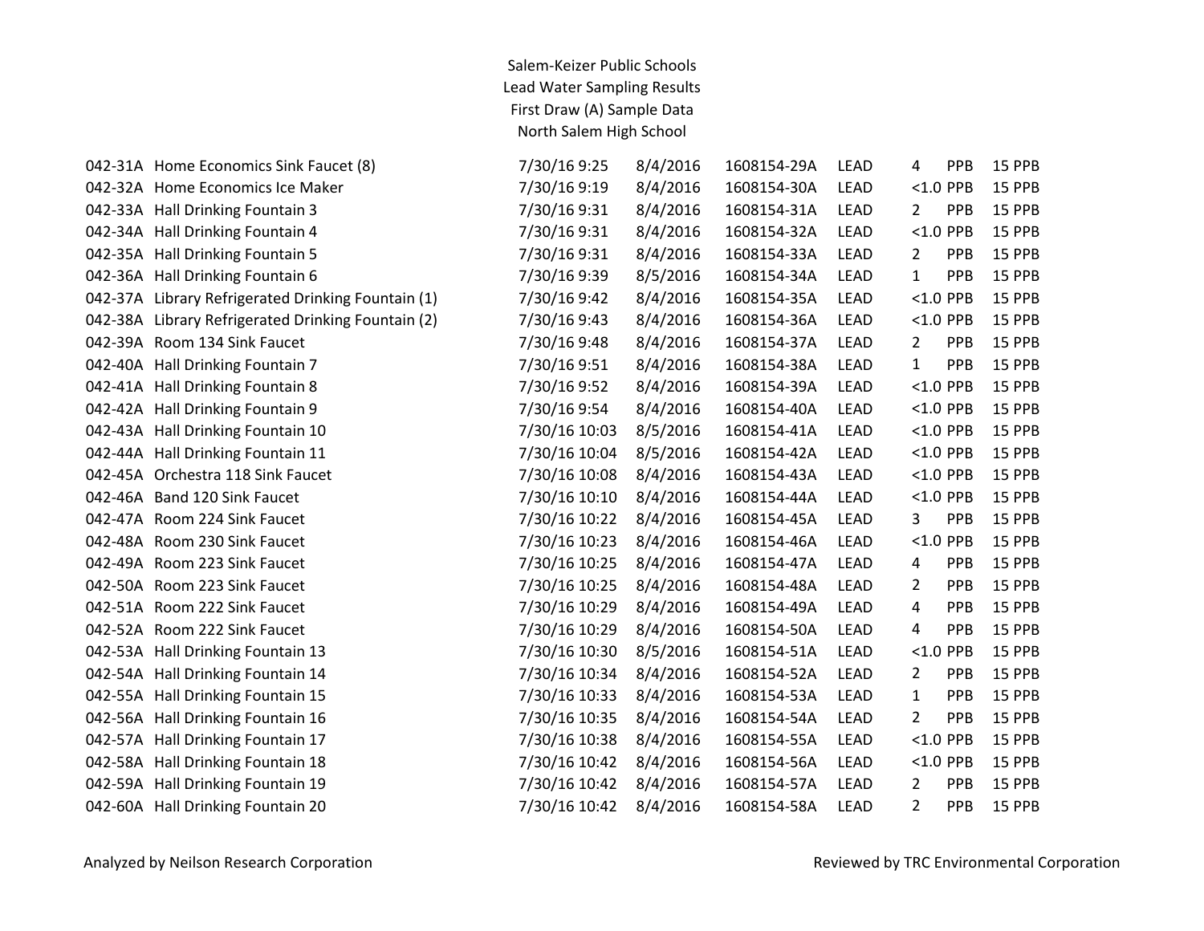Salem-Keizer Public Schools
Lead Water Sampling Results
First Draw (A) Sample Data
North Salem High School

| | | | | | | | | |
|---|---|---|---|---|---|---|---|---|
| 042-31A | Home Economics Sink Faucet (8) | 7/30/16 9:25 | 8/4/2016 | 1608154-29A | LEAD | 4 | PPB | 15 PPB |
| 042-32A | Home Economics Ice Maker | 7/30/16 9:19 | 8/4/2016 | 1608154-30A | LEAD | <1.0 | PPB | 15 PPB |
| 042-33A | Hall Drinking Fountain 3 | 7/30/16 9:31 | 8/4/2016 | 1608154-31A | LEAD | 2 | PPB | 15 PPB |
| 042-34A | Hall Drinking Fountain 4 | 7/30/16 9:31 | 8/4/2016 | 1608154-32A | LEAD | <1.0 | PPB | 15 PPB |
| 042-35A | Hall Drinking Fountain 5 | 7/30/16 9:31 | 8/4/2016 | 1608154-33A | LEAD | 2 | PPB | 15 PPB |
| 042-36A | Hall Drinking Fountain 6 | 7/30/16 9:39 | 8/5/2016 | 1608154-34A | LEAD | 1 | PPB | 15 PPB |
| 042-37A | Library Refrigerated Drinking Fountain (1) | 7/30/16 9:42 | 8/4/2016 | 1608154-35A | LEAD | <1.0 | PPB | 15 PPB |
| 042-38A | Library Refrigerated Drinking Fountain (2) | 7/30/16 9:43 | 8/4/2016 | 1608154-36A | LEAD | <1.0 | PPB | 15 PPB |
| 042-39A | Room 134 Sink Faucet | 7/30/16 9:48 | 8/4/2016 | 1608154-37A | LEAD | 2 | PPB | 15 PPB |
| 042-40A | Hall Drinking Fountain 7 | 7/30/16 9:51 | 8/4/2016 | 1608154-38A | LEAD | 1 | PPB | 15 PPB |
| 042-41A | Hall Drinking Fountain 8 | 7/30/16 9:52 | 8/4/2016 | 1608154-39A | LEAD | <1.0 | PPB | 15 PPB |
| 042-42A | Hall Drinking Fountain 9 | 7/30/16 9:54 | 8/4/2016 | 1608154-40A | LEAD | <1.0 | PPB | 15 PPB |
| 042-43A | Hall Drinking Fountain 10 | 7/30/16 10:03 | 8/5/2016 | 1608154-41A | LEAD | <1.0 | PPB | 15 PPB |
| 042-44A | Hall Drinking Fountain 11 | 7/30/16 10:04 | 8/5/2016 | 1608154-42A | LEAD | <1.0 | PPB | 15 PPB |
| 042-45A | Orchestra 118 Sink Faucet | 7/30/16 10:08 | 8/4/2016 | 1608154-43A | LEAD | <1.0 | PPB | 15 PPB |
| 042-46A | Band 120 Sink Faucet | 7/30/16 10:10 | 8/4/2016 | 1608154-44A | LEAD | <1.0 | PPB | 15 PPB |
| 042-47A | Room 224 Sink Faucet | 7/30/16 10:22 | 8/4/2016 | 1608154-45A | LEAD | 3 | PPB | 15 PPB |
| 042-48A | Room 230 Sink Faucet | 7/30/16 10:23 | 8/4/2016 | 1608154-46A | LEAD | <1.0 | PPB | 15 PPB |
| 042-49A | Room 223 Sink Faucet | 7/30/16 10:25 | 8/4/2016 | 1608154-47A | LEAD | 4 | PPB | 15 PPB |
| 042-50A | Room 223 Sink Faucet | 7/30/16 10:25 | 8/4/2016 | 1608154-48A | LEAD | 2 | PPB | 15 PPB |
| 042-51A | Room 222 Sink Faucet | 7/30/16 10:29 | 8/4/2016 | 1608154-49A | LEAD | 4 | PPB | 15 PPB |
| 042-52A | Room 222 Sink Faucet | 7/30/16 10:29 | 8/4/2016 | 1608154-50A | LEAD | 4 | PPB | 15 PPB |
| 042-53A | Hall Drinking Fountain 13 | 7/30/16 10:30 | 8/5/2016 | 1608154-51A | LEAD | <1.0 | PPB | 15 PPB |
| 042-54A | Hall Drinking Fountain 14 | 7/30/16 10:34 | 8/4/2016 | 1608154-52A | LEAD | 2 | PPB | 15 PPB |
| 042-55A | Hall Drinking Fountain 15 | 7/30/16 10:33 | 8/4/2016 | 1608154-53A | LEAD | 1 | PPB | 15 PPB |
| 042-56A | Hall Drinking Fountain 16 | 7/30/16 10:35 | 8/4/2016 | 1608154-54A | LEAD | 2 | PPB | 15 PPB |
| 042-57A | Hall Drinking Fountain 17 | 7/30/16 10:38 | 8/4/2016 | 1608154-55A | LEAD | <1.0 | PPB | 15 PPB |
| 042-58A | Hall Drinking Fountain 18 | 7/30/16 10:42 | 8/4/2016 | 1608154-56A | LEAD | <1.0 | PPB | 15 PPB |
| 042-59A | Hall Drinking Fountain 19 | 7/30/16 10:42 | 8/4/2016 | 1608154-57A | LEAD | 2 | PPB | 15 PPB |
| 042-60A | Hall Drinking Fountain 20 | 7/30/16 10:42 | 8/4/2016 | 1608154-58A | LEAD | 2 | PPB | 15 PPB |

Analyzed by Neilson Research Corporation

Reviewed by TRC Environmental Corporation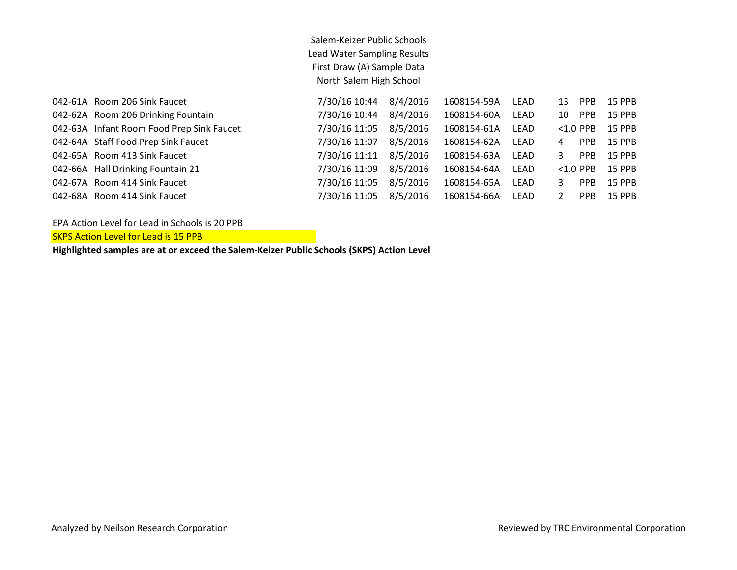Salem-Keizer Public Schools
Lead Water Sampling Results
First Draw (A) Sample Data
North Salem High School

| | | | | | | | | |
|---|---|---|---|---|---|---|---|---|
| 042-61A | Room 206 Sink Faucet | 7/30/16 10:44 | 8/4/2016 | 1608154-59A | LEAD | 13 | PPB | 15 PPB |
| 042-62A | Room 206 Drinking Fountain | 7/30/16 10:44 | 8/4/2016 | 1608154-60A | LEAD | 10 | PPB | 15 PPB |
| 042-63A | Infant Room Food Prep Sink Faucet | 7/30/16 11:05 | 8/5/2016 | 1608154-61A | LEAD | <1.0 | PPB | 15 PPB |
| 042-64A | Staff Food Prep Sink Faucet | 7/30/16 11:07 | 8/5/2016 | 1608154-62A | LEAD | 4 | PPB | 15 PPB |
| 042-65A | Room 413 Sink Faucet | 7/30/16 11:11 | 8/5/2016 | 1608154-63A | LEAD | 3 | PPB | 15 PPB |
| 042-66A | Hall Drinking Fountain 21 | 7/30/16 11:09 | 8/5/2016 | 1608154-64A | LEAD | <1.0 | PPB | 15 PPB |
| 042-67A | Room 414 Sink Faucet | 7/30/16 11:05 | 8/5/2016 | 1608154-65A | LEAD | 3 | PPB | 15 PPB |
| 042-68A | Room 414 Sink Faucet | 7/30/16 11:05 | 8/5/2016 | 1608154-66A | LEAD | 2 | PPB | 15 PPB |

EPA Action Level for Lead in Schools is 20 PPB

SKPS Action Level for Lead is 15 PPB

**Highlighted samples are at or exceed the Salem-Keizer Public Schools (SKPS) Action Level**

Analyzed by Neilson Research Corporation

Reviewed by TRC Environmental Corporation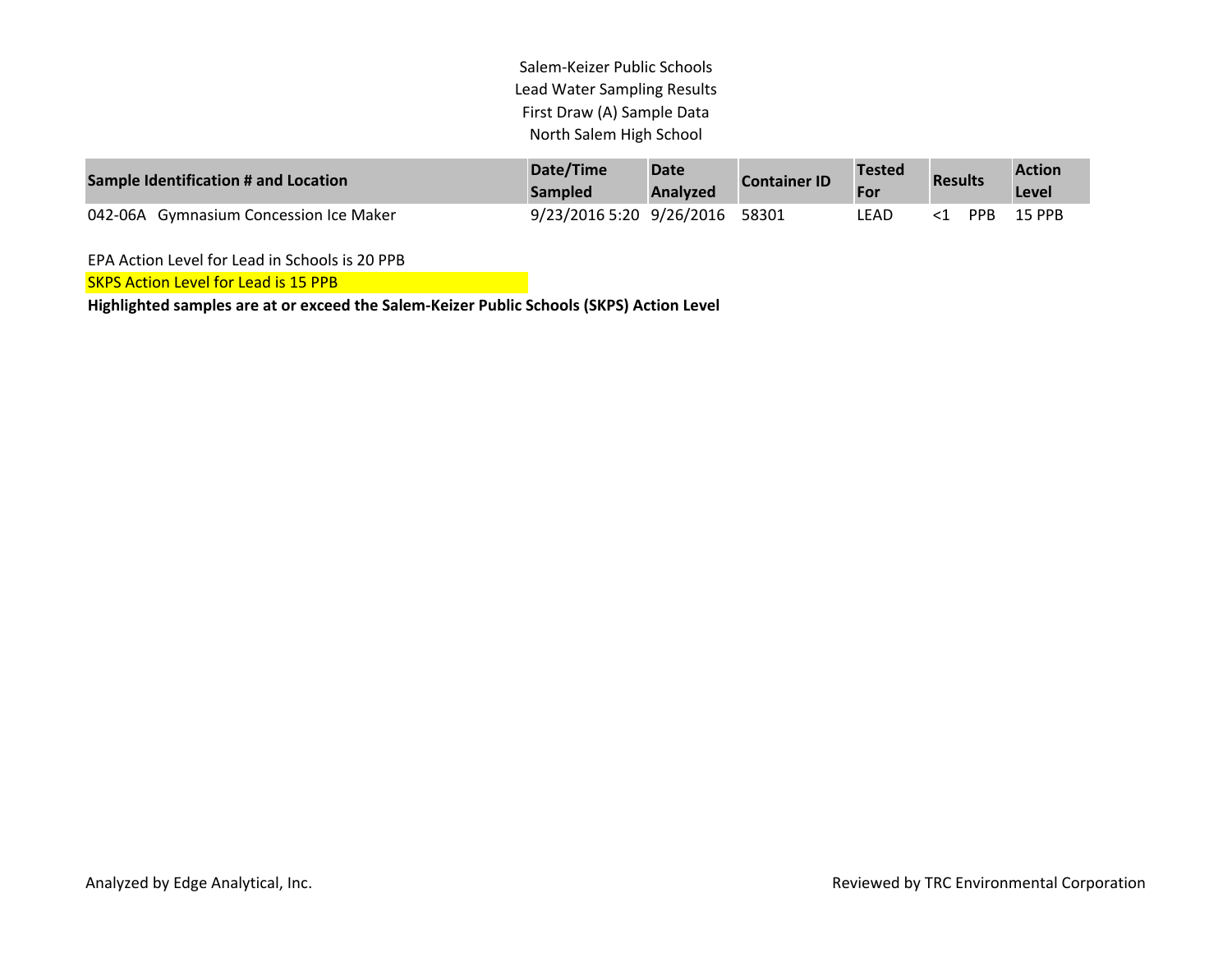Salem-Keizer Public Schools
Lead Water Sampling Results
First Draw (A) Sample Data
North Salem High School

| Sample Identification # and Location | Date/Time Sampled | Date Analyzed | Container ID | Tested For | Results | Action Level |
|---|---|---|---|---|---|---|
| 042-06A Gymnasium Concession Ice Maker | 9/23/2016 5:20 | 9/26/2016 | 58301 | LEAD | <1 PPB | 15 PPB |

EPA Action Level for Lead in Schools is 20 PPB

SKPS Action Level for Lead is 15 PPB

**Highlighted samples are at or exceed the Salem-Keizer Public Schools (SKPS) Action Level**

Analyzed by Edge Analytical, Inc.

Reviewed by TRC Environmental Corporation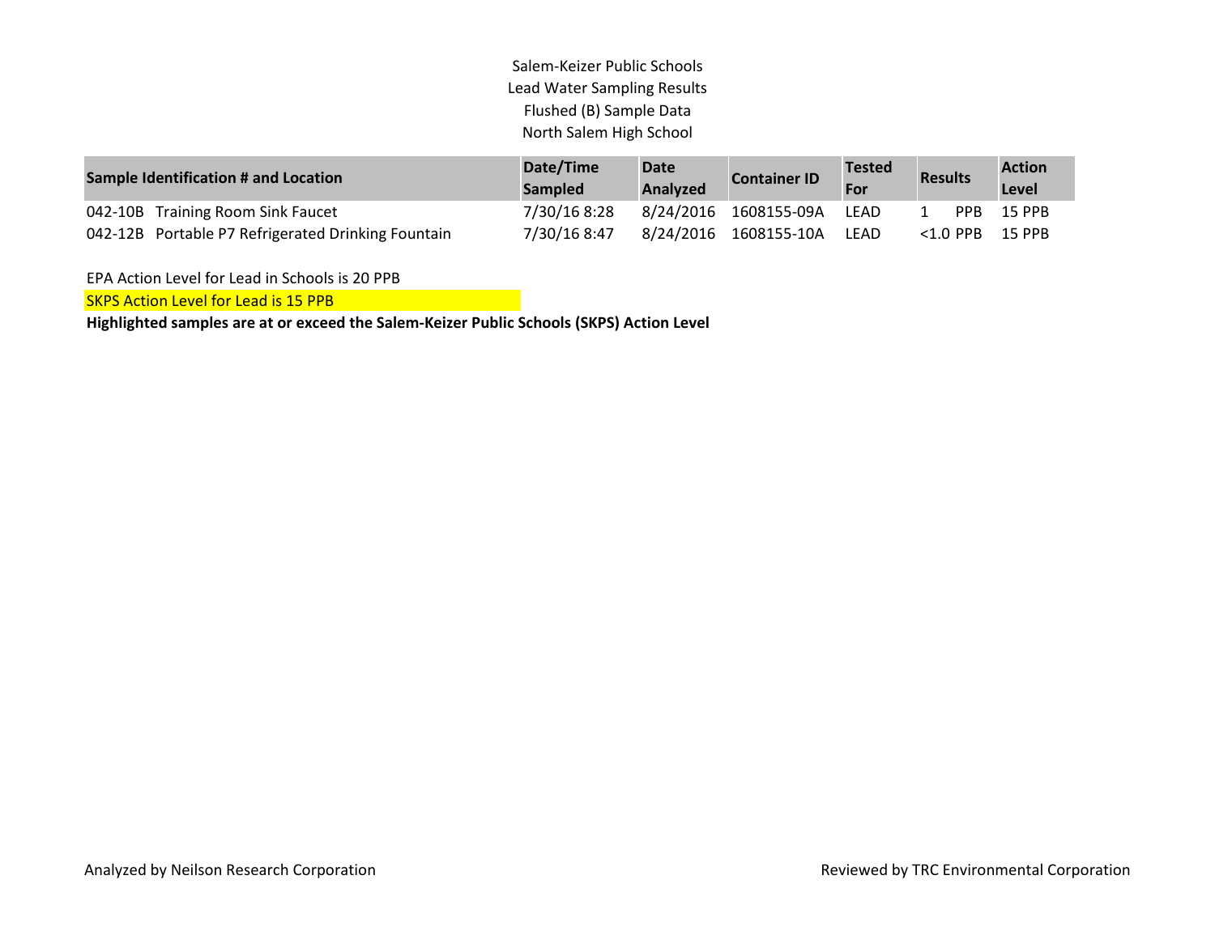Salem-Keizer Public Schools
Lead Water Sampling Results
Flushed (B) Sample Data
North Salem High School

| Sample Identification # and Location | Date/Time Sampled | Date Analyzed | Container ID | Tested For | Results | Action Level |
|---|---|---|---|---|---|---|
| 042-10B Training Room Sink Faucet | 7/30/16 8:28 | 8/24/2016 | 1608155-09A | LEAD | 1 PPB | 15 PPB |
| 042-12B Portable P7 Refrigerated Drinking Fountain | 7/30/16 8:47 | 8/24/2016 | 1608155-10A | LEAD | <1.0 PPB | 15 PPB |

EPA Action Level for Lead in Schools is 20 PPB

SKPS Action Level for Lead is 15 PPB

**Highlighted samples are at or exceed the Salem-Keizer Public Schools (SKPS) Action Level**

Analyzed by Neilson Research Corporation

Reviewed by TRC Environmental Corporation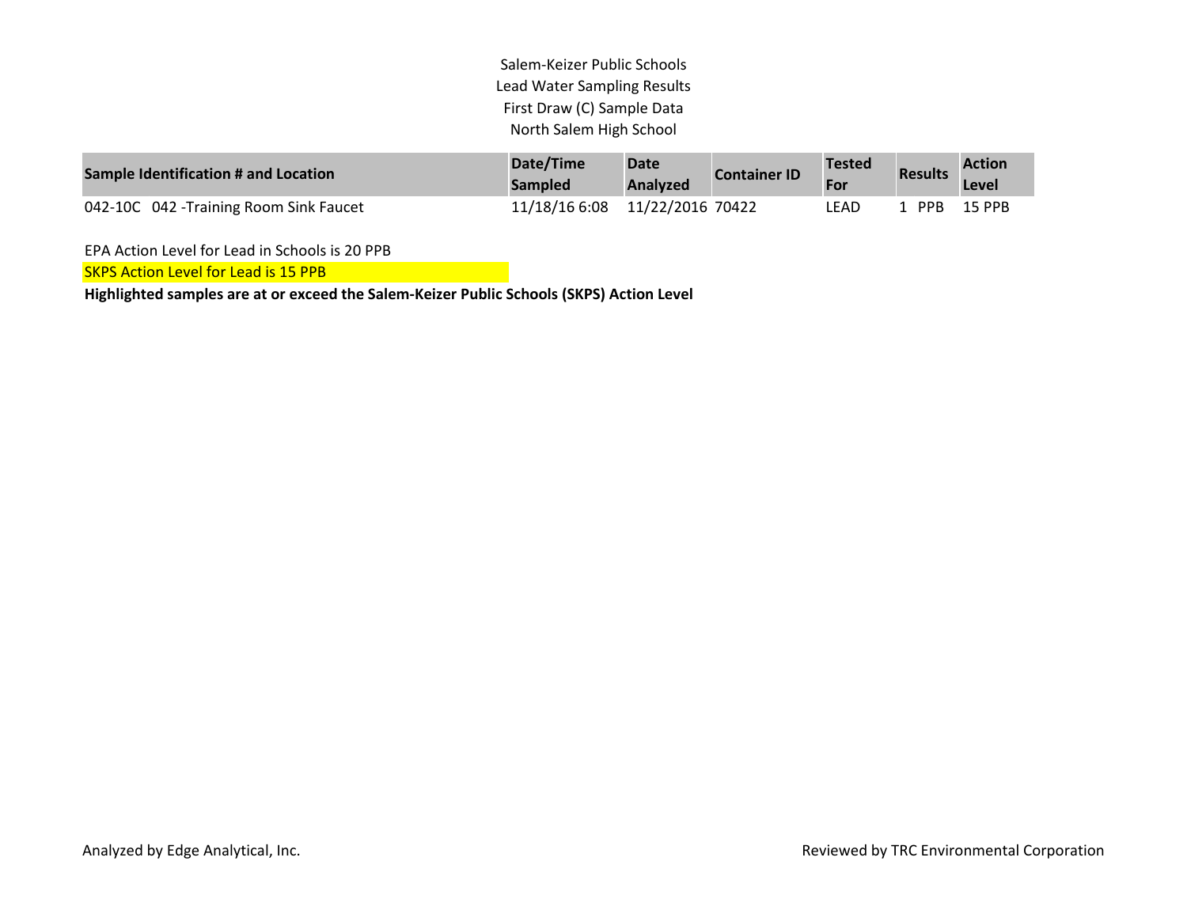Salem-Keizer Public Schools
Lead Water Sampling Results
First Draw (C) Sample Data
North Salem High School

| Sample Identification # and Location | Date/Time Sampled | Date Analyzed | Container ID | Tested For | Results | Action Level |
|---|---|---|---|---|---|---|
| 042-10C 042 -Training Room Sink Faucet | 11/18/16 6:08 | 11/22/2016 | 70422 | LEAD | 1 PPB | 15 PPB |

EPA Action Level for Lead in Schools is 20 PPB

SKPS Action Level for Lead is 15 PPB

**Highlighted samples are at or exceed the Salem-Keizer Public Schools (SKPS) Action Level**

Analyzed by Edge Analytical, Inc.

Reviewed by TRC Environmental Corporation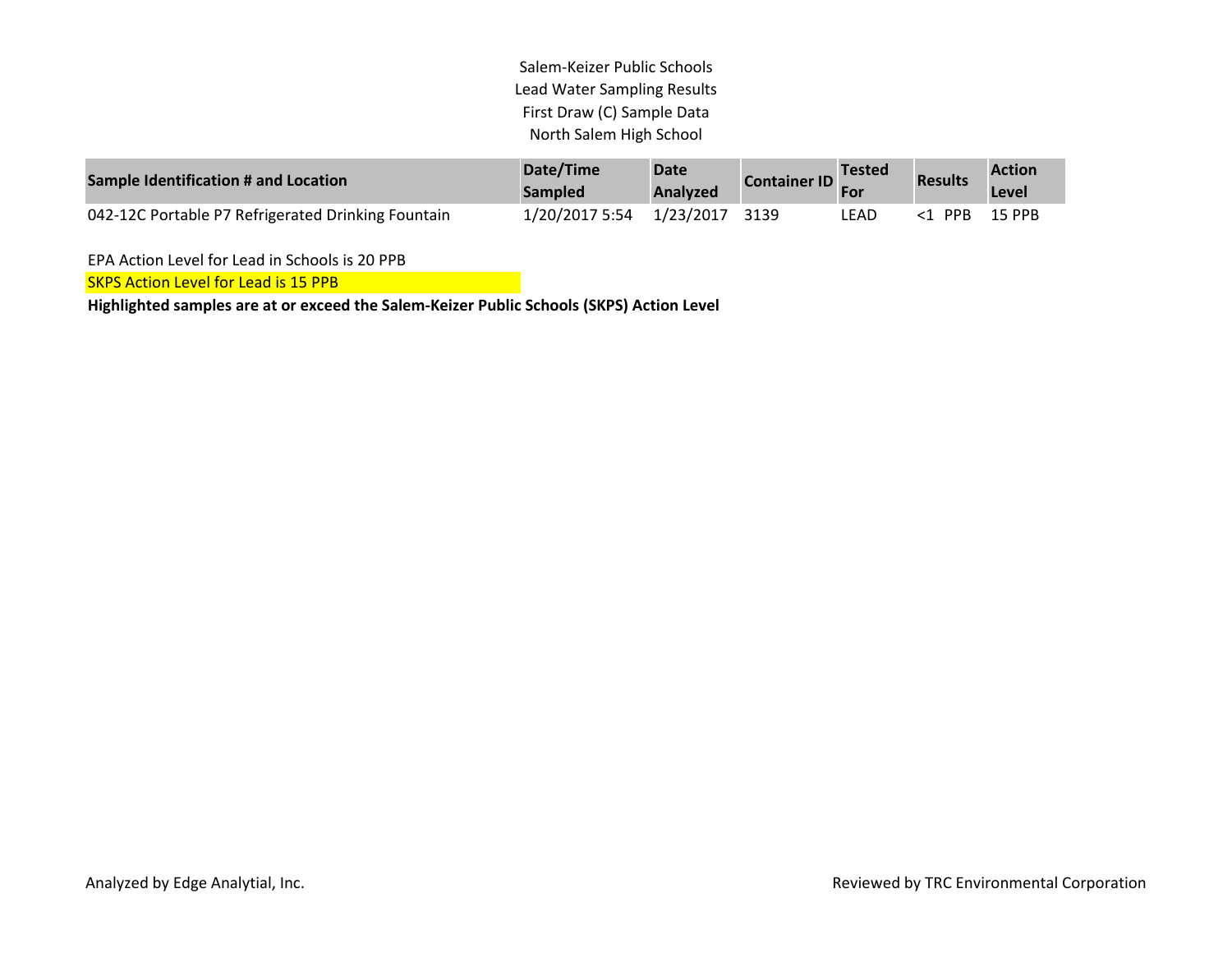Salem-Keizer Public Schools
Lead Water Sampling Results
First Draw (C) Sample Data
North Salem High School

| Sample Identification # and Location | Date/Time Sampled | Date Analyzed | Container ID | Tested For | Results | Action Level |
|---|---|---|---|---|---|---|
| 042-12C Portable P7 Refrigerated Drinking Fountain | 1/20/2017 5:54 | 1/23/2017 | 3139 | LEAD | <1 PPB | 15 PPB |

EPA Action Level for Lead in Schools is 20 PPB

SKPS Action Level for Lead is 15 PPB

**Highlighted samples are at or exceed the Salem-Keizer Public Schools (SKPS) Action Level**

Analyzed by Edge Analytial, Inc.

Reviewed by TRC Environmental Corporation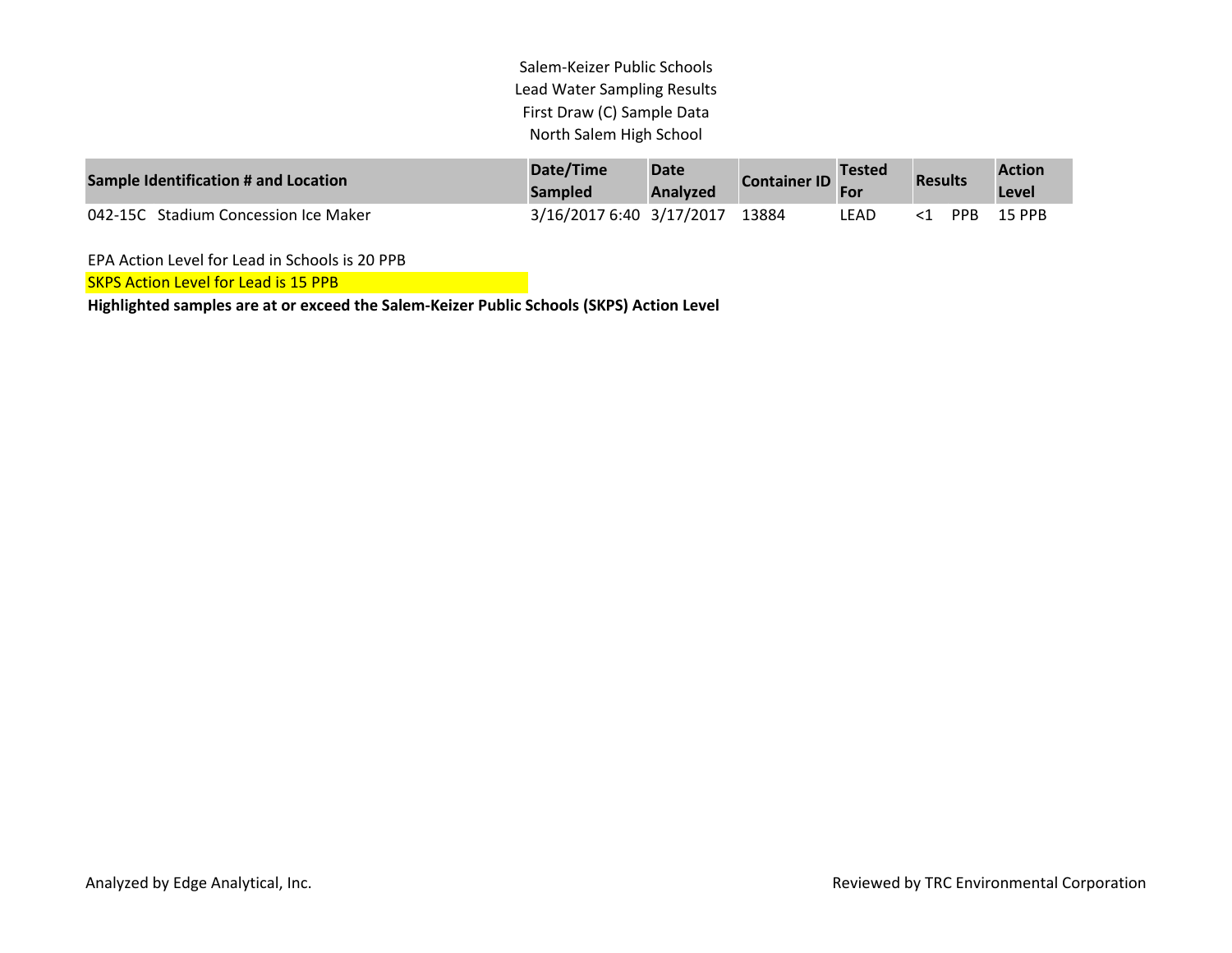Salem-Keizer Public Schools
Lead Water Sampling Results
First Draw (C) Sample Data
North Salem High School

| Sample Identification # and Location | Date/Time Sampled | Date Analyzed | Container ID | Tested For | Results | | Action Level |
|---|---|---|---|---|---|---|---|
| 042-15C Stadium Concession Ice Maker | 3/16/2017 6:40 | 3/17/2017 | 13884 | LEAD | <1 | PPB | 15 PPB |

EPA Action Level for Lead in Schools is 20 PPB

SKPS Action Level for Lead is 15 PPB

**Highlighted samples are at or exceed the Salem-Keizer Public Schools (SKPS) Action Level**

Analyzed by Edge Analytical, Inc.

Reviewed by TRC Environmental Corporation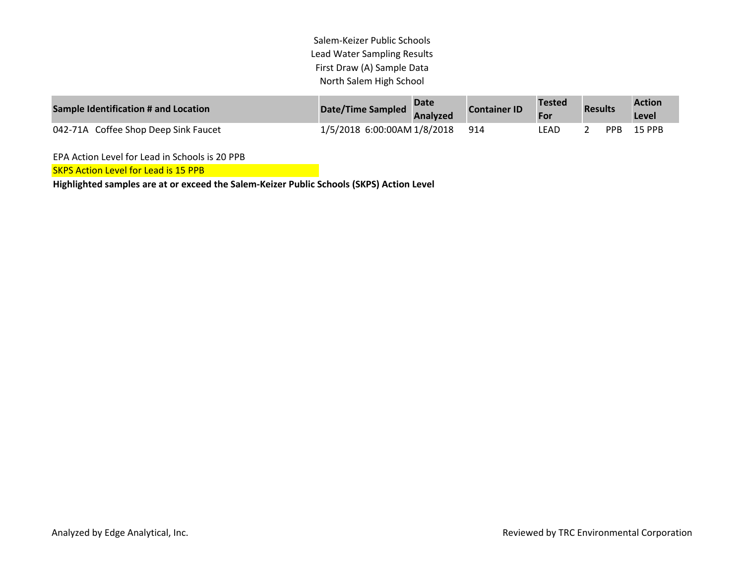Salem-Keizer Public Schools
Lead Water Sampling Results
First Draw (A) Sample Data
North Salem High School

| Sample Identification # and Location | Date/Time Sampled | Date Analyzed | Container ID | Tested For | Results | | Action Level |
|---|---|---|---|---|---|---|---|
| 042-71A Coffee Shop Deep Sink Faucet | 1/5/2018 6:00:00AM | 1/8/2018 | 914 | LEAD | 2 | PPB | 15 PPB |

EPA Action Level for Lead in Schools is 20 PPB

SKPS Action Level for Lead is 15 PPB

**Highlighted samples are at or exceed the Salem-Keizer Public Schools (SKPS) Action Level**

Analyzed by Edge Analytical, Inc.

Reviewed by TRC Environmental Corporation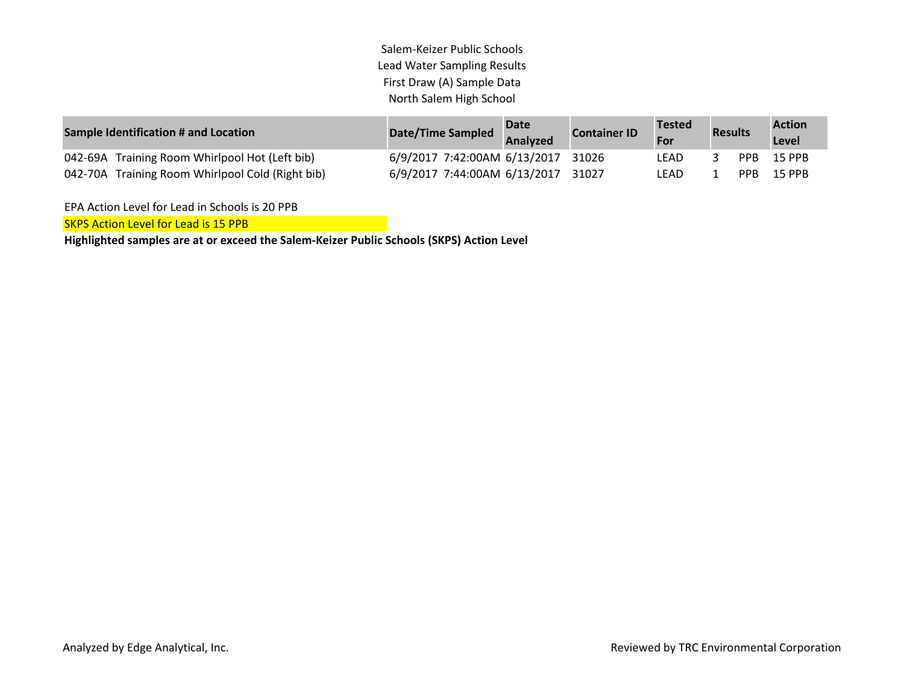Salem-Keizer Public Schools
Lead Water Sampling Results
First Draw (A) Sample Data
North Salem High School

| Sample Identification # and Location | Date/Time Sampled | Date Analyzed | Container ID | Tested For | Results | | Action Level |
|---|---|---|---|---|---|---|---|
| 042-69A Training Room Whirlpool Hot (Left bib) | 6/9/2017 7:42:00AM | 6/13/2017 | 31026 | LEAD | 3 | PPB | 15 PPB |
| 042-70A Training Room Whirlpool Cold (Right bib) | 6/9/2017 7:44:00AM | 6/13/2017 | 31027 | LEAD | 1 | PPB | 15 PPB |

EPA Action Level for Lead in Schools is 20 PPB

SKPS Action Level for Lead is 15 PPB

**Highlighted samples are at or exceed the Salem-Keizer Public Schools (SKPS) Action Level**

Analyzed by Edge Analytical, Inc.

Reviewed by TRC Environmental Corporation